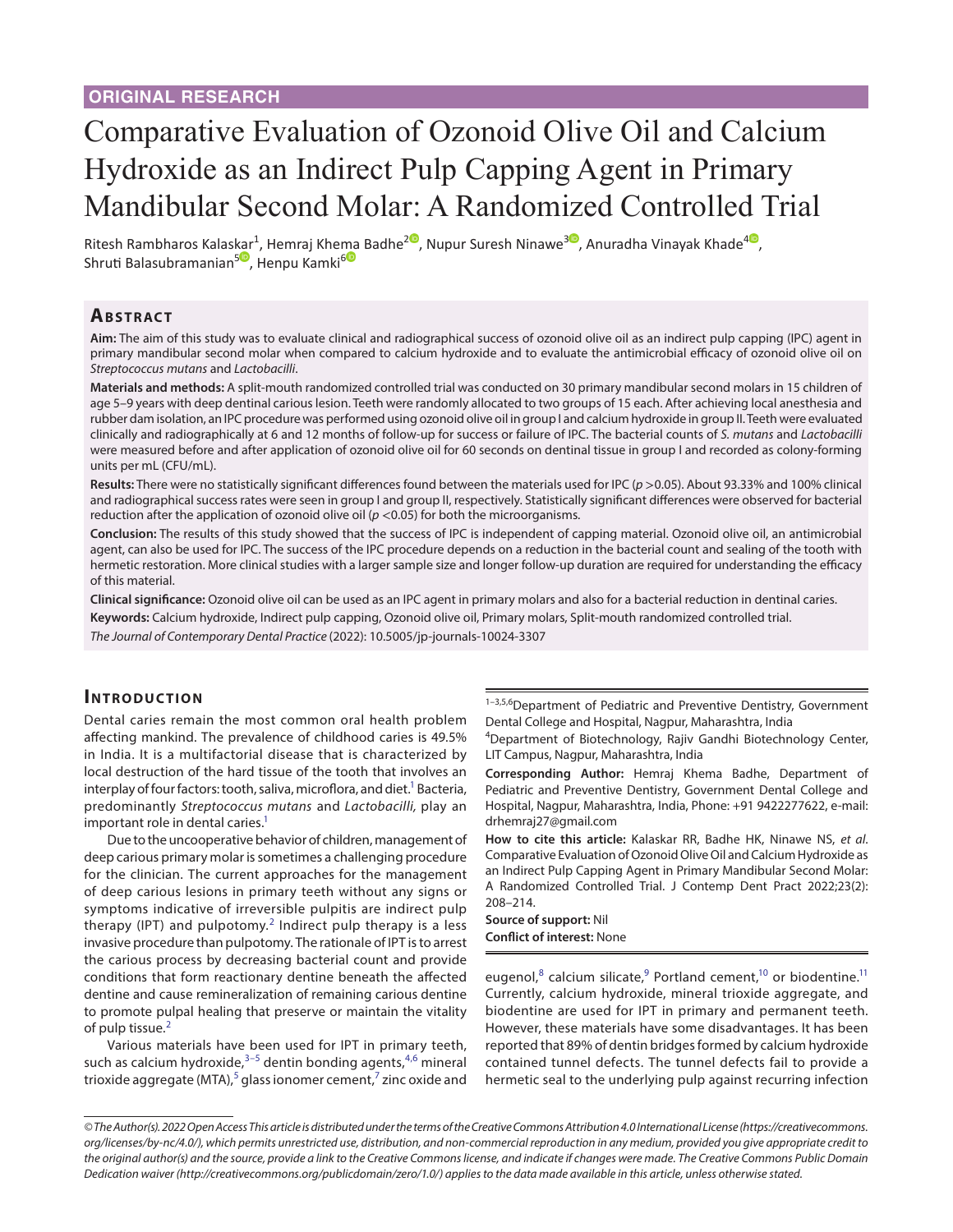ORIGINAL RESEARCH

# Comparative Evaluation of Ozonoid Olive Oil and Calcium Hydroxide as an Indirect Pulp Capping Agent in Primary Mandibular Second Molar: A Randomized Controlled Trial

Ritesh Rambharos Kalaskar[1], Hemraj Khema Badhe[2], Nupur Suresh Ninawe[3], Anuradha Vinayak Khade[4], Shruti Balasubramanian[5], Henpu Kamki[6]

## Abstract

**Aim:** The aim of this study was to evaluate clinical and radiographical success of ozonoid olive oil as an indirect pulp capping (IPC) agent in primary mandibular second molar when compared to calcium hydroxide and to evaluate the antimicrobial efficacy of ozonoid olive oil on *Streptococcus mutans* and *Lactobacilli*.

**Materials and methods:** A split-mouth randomized controlled trial was conducted on 30 primary mandibular second molars in 15 children of age 5–9 years with deep dentinal carious lesion. Teeth were randomly allocated to two groups of 15 each. After achieving local anesthesia and rubber dam isolation, an IPC procedure was performed using ozonoid olive oil in group I and calcium hydroxide in group II. Teeth were evaluated clinically and radiographically at 6 and 12 months of follow-up for success or failure of IPC. The bacterial counts of *S. mutans* and *Lactobacilli* were measured before and after application of ozonoid olive oil for 60 seconds on dentinal tissue in group I and recorded as colony-forming units per mL (CFU/mL).

**Results:** There were no statistically significant differences found between the materials used for IPC ($p > 0.05$). About 93.33% and 100% clinical and radiographical success rates were seen in group I and group II, respectively. Statistically significant differences were observed for bacterial reduction after the application of ozonoid olive oil ($p < 0.05$) for both the microorganisms.

**Conclusion:** The results of this study showed that the success of IPC is independent of capping material. Ozonoid olive oil, an antimicrobial agent, can also be used for IPC. The success of the IPC procedure depends on a reduction in the bacterial count and sealing of the tooth with hermetic restoration. More clinical studies with a larger sample size and longer follow-up duration are required for understanding the efficacy of this material.

**Clinical significance:** Ozonoid olive oil can be used as an IPC agent in primary molars and also for a bacterial reduction in dentinal caries.

**Keywords:** Calcium hydroxide, Indirect pulp capping, Ozonoid olive oil, Primary molars, Split-mouth randomized controlled trial.

*The Journal of Contemporary Dental Practice* (2022): 10.5005/jp-journals-10024-3307

## Introduction

Dental caries remain the most common oral health problem affecting mankind. The prevalence of childhood caries is 49.5% in India. It is a multifactorial disease that is characterized by local destruction of the hard tissue of the tooth that involves an interplay of four factors: tooth, saliva, microflora, and diet.[1] Bacteria, predominantly *Streptococcus mutans* and *Lactobacilli*, play an important role in dental caries.[1]

Due to the uncooperative behavior of children, management of deep carious primary molar is sometimes a challenging procedure for the clinician. The current approaches for the management of deep carious lesions in primary teeth without any signs or symptoms indicative of irreversible pulpitis are indirect pulp therapy (IPT) and pulpotomy.[2] Indirect pulp therapy is a less invasive procedure than pulpotomy. The rationale of IPT is to arrest the carious process by decreasing bacterial count and provide conditions that form reactionary dentine beneath the affected dentine and cause remineralization of remaining carious dentine to promote pulpal healing that preserve or maintain the vitality of pulp tissue.[2]

Various materials have been used for IPT in primary teeth, such as calcium hydroxide,[3–5] dentin bonding agents,[4,6] mineral trioxide aggregate (MTA),[5] glass ionomer cement,[7] zinc oxide and eugenol,[8] calcium silicate,[9] Portland cement,[10] or biodentine.[11] Currently, calcium hydroxide, mineral trioxide aggregate, and biodentine are used for IPT in primary and permanent teeth. However, these materials have some disadvantages. It has been reported that 89% of dentin bridges formed by calcium hydroxide contained tunnel defects. The tunnel defects fail to provide a hermetic seal to the underlying pulp against recurring infection

---

[1–3,5,6]Department of Pediatric and Preventive Dentistry, Government Dental College and Hospital, Nagpur, Maharashtra, India

[4]Department of Biotechnology, Rajiv Gandhi Biotechnology Center, LIT Campus, Nagpur, Maharashtra, India

**Corresponding Author:** Hemraj Khema Badhe, Department of Pediatric and Preventive Dentistry, Government Dental College and Hospital, Nagpur, Maharashtra, India, Phone: +91 9422277622, e-mail: drhemraj27@gmail.com

**How to cite this article:** Kalaskar RR, Badhe HK, Ninawe NS, *et al*. Comparative Evaluation of Ozonoid Olive Oil and Calcium Hydroxide as an Indirect Pulp Capping Agent in Primary Mandibular Second Molar: A Randomized Controlled Trial. J Contemp Dent Pract 2022;23(2):208–214.

**Source of support:** Nil

**Conflict of interest:** None

*© The Author(s). 2022 Open Access This article is distributed under the terms of the Creative Commons Attribution 4.0 International License (https://creativecommons.org/licenses/by-nc/4.0/), which permits unrestricted use, distribution, and non-commercial reproduction in any medium, provided you give appropriate credit to the original author(s) and the source, provide a link to the Creative Commons license, and indicate if changes were made. The Creative Commons Public Domain Dedication waiver (http://creativecommons.org/publicdomain/zero/1.0/) applies to the data made available in this article, unless otherwise stated.*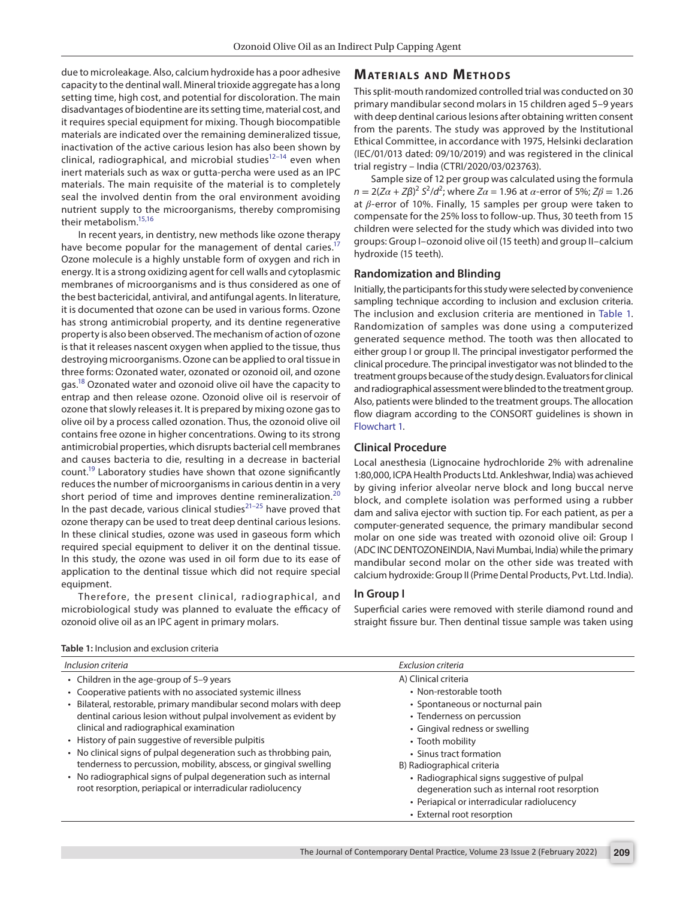due to microleakage. Also, calcium hydroxide has a poor adhesive capacity to the dentinal wall. Mineral trioxide aggregate has a long setting time, high cost, and potential for discoloration. The main disadvantages of biodentine are its setting time, material cost, and it requires special equipment for mixing. Though biocompatible materials are indicated over the remaining demineralized tissue, inactivation of the active carious lesion has also been shown by clinical, radiographical, and microbial studies[12–14] even when inert materials such as wax or gutta-percha were used as an IPC materials. The main requisite of the material is to completely seal the involved dentin from the oral environment avoiding nutrient supply to the microorganisms, thereby compromising their metabolism.[15,16]

In recent years, in dentistry, new methods like ozone therapy have become popular for the management of dental caries.[17] Ozone molecule is a highly unstable form of oxygen and rich in energy. It is a strong oxidizing agent for cell walls and cytoplasmic membranes of microorganisms and is thus considered as one of the best bactericidal, antiviral, and antifungal agents. In literature, it is documented that ozone can be used in various forms. Ozone has strong antimicrobial property, and its dentine regenerative property is also been observed. The mechanism of action of ozone is that it releases nascent oxygen when applied to the tissue, thus destroying microorganisms. Ozone can be applied to oral tissue in three forms: Ozonated water, ozonated or ozonoid oil, and ozone gas.[18] Ozonated water and ozonoid olive oil have the capacity to entrap and then release ozone. Ozonoid olive oil is reservoir of ozone that slowly releases it. It is prepared by mixing ozone gas to olive oil by a process called ozonation. Thus, the ozonoid olive oil contains free ozone in higher concentrations. Owing to its strong antimicrobial properties, which disrupts bacterial cell membranes and causes bacteria to die, resulting in a decrease in bacterial count.[19] Laboratory studies have shown that ozone significantly reduces the number of microorganisms in carious dentin in a very short period of time and improves dentine remineralization.[20] In the past decade, various clinical studies[21–25] have proved that ozone therapy can be used to treat deep dentinal carious lesions. In these clinical studies, ozone was used in gaseous form which required special equipment to deliver it on the dentinal tissue. In this study, the ozone was used in oil form due to its ease of application to the dentinal tissue which did not require special equipment.

Therefore, the present clinical, radiographical, and microbiological study was planned to evaluate the efficacy of ozonoid olive oil as an IPC agent in primary molars.

## Materials and Methods

This split-mouth randomized controlled trial was conducted on 30 primary mandibular second molars in 15 children aged 5–9 years with deep dentinal carious lesions after obtaining written consent from the parents. The study was approved by the Institutional Ethical Committee, in accordance with 1975, Helsinki declaration (IEC/01/013 dated: 09/10/2019) and was registered in the clinical trial registry – India (CTRI/2020/03/023763).

Sample size of 12 per group was calculated using the formula $n = 2(Z\alpha + Z\beta)^2 S^2/d^2$; where $Z\alpha = 1.96$ at $\alpha$-error of 5%; $Z\beta = 1.26$ at $\beta$-error of 10%. Finally, 15 samples per group were taken to compensate for the 25% loss to follow-up. Thus, 30 teeth from 15 children were selected for the study which was divided into two groups: Group I–ozonoid olive oil (15 teeth) and group II–calcium hydroxide (15 teeth).

### Randomization and Blinding

Initially, the participants for this study were selected by convenience sampling technique according to inclusion and exclusion criteria. The inclusion and exclusion criteria are mentioned in Table 1. Randomization of samples was done using a computerized generated sequence method. The tooth was then allocated to either group I or group II. The principal investigator performed the clinical procedure. The principal investigator was not blinded to the treatment groups because of the study design. Evaluators for clinical and radiographical assessment were blinded to the treatment group. Also, patients were blinded to the treatment groups. The allocation flow diagram according to the CONSORT guidelines is shown in Flowchart 1.

### Clinical Procedure

Local anesthesia (Lignocaine hydrochloride 2% with adrenaline 1:80,000, ICPA Health Products Ltd. Ankleshwar, India) was achieved by giving inferior alveolar nerve block and long buccal nerve block, and complete isolation was performed using a rubber dam and saliva ejector with suction tip. For each patient, as per a computer-generated sequence, the primary mandibular second molar on one side was treated with ozonoid olive oil: Group I (ADC INC DENTOZONEINDIA, Navi Mumbai, India) while the primary mandibular second molar on the other side was treated with calcium hydroxide: Group II (Prime Dental Products, Pvt. Ltd. India).

### In Group I

Superficial caries were removed with sterile diamond round and straight fissure bur. Then dentinal tissue sample was taken using

**Table 1:** Inclusion and exclusion criteria

| *Inclusion criteria* | *Exclusion criteria* |
|---|---|
| • Children in the age-group of 5–9 years<br>• Cooperative patients with no associated systemic illness<br>• Bilateral, restorable, primary mandibular second molars with deep dentinal carious lesion without pulpal involvement as evident by clinical and radiographical examination<br>• History of pain suggestive of reversible pulpitis<br>• No clinical signs of pulpal degeneration such as throbbing pain, tenderness to percussion, mobility, abscess, or gingival swelling<br>• No radiographical signs of pulpal degeneration such as internal root resorption, periapical or interradicular radiolucency | A) Clinical criteria<br>• Non-restorable tooth<br>• Spontaneous or nocturnal pain<br>• Tenderness on percussion<br>• Gingival redness or swelling<br>• Tooth mobility<br>• Sinus tract formation<br>B) Radiographical criteria<br>• Radiographical signs suggestive of pulpal degeneration such as internal root resorption<br>• Periapical or interradicular radiolucency<br>• External root resorption |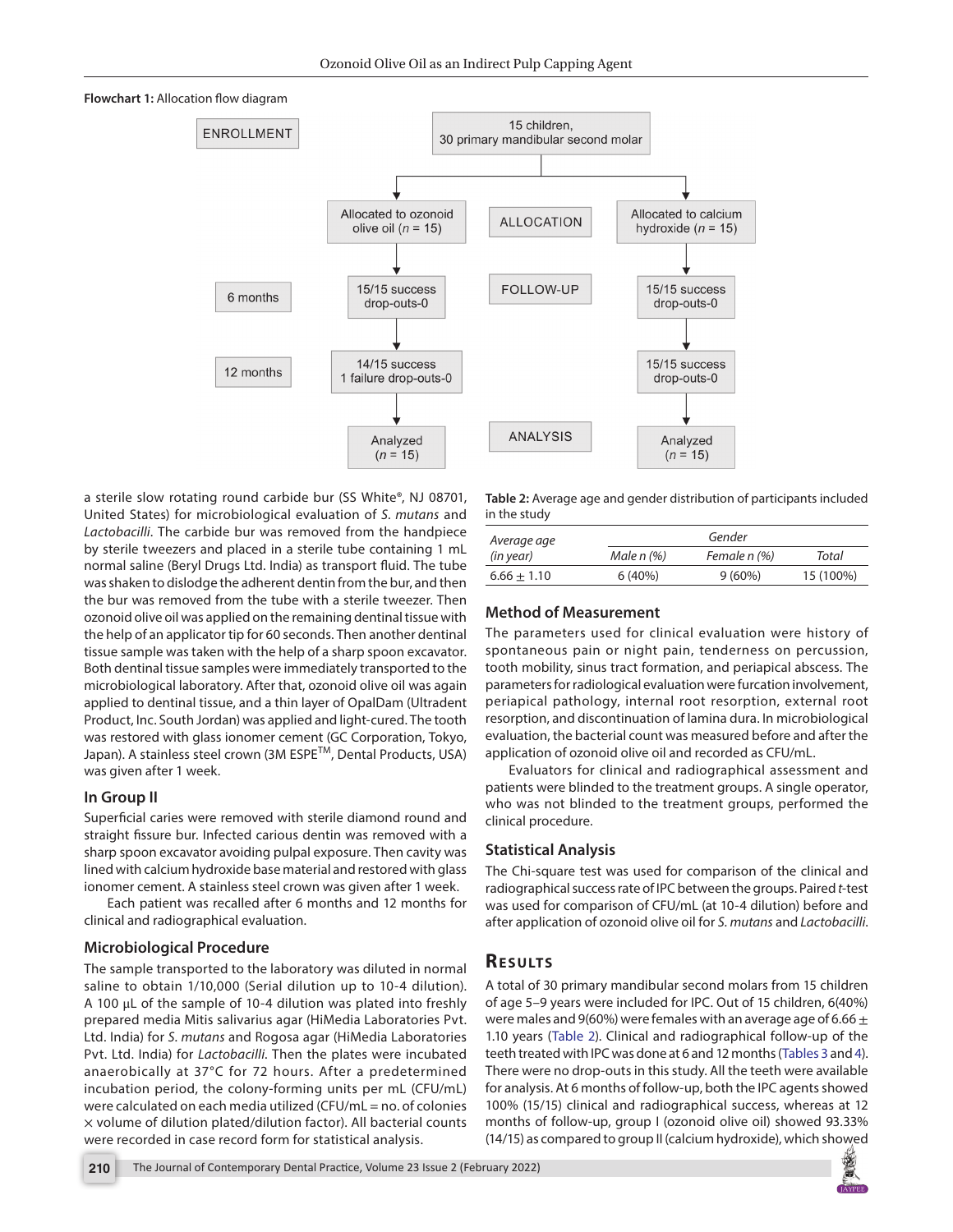**Flowchart 1:** Allocation flow diagram

| | | |
|---|---|---|
| ENROLLMENT | 15 children, 30 primary mandibular second molar | |
| | ALLOCATION | |
| | Allocated to ozonoid olive oil ($n$ = 15) | Allocated to calcium hydroxide ($n$ = 15) |
| | FOLLOW-UP | |
| 6 months | 15/15 success drop-outs-0 | 15/15 success drop-outs-0 |
| 12 months | 14/15 success 1 failure drop-outs-0 | 15/15 success drop-outs-0 |
| | ANALYSIS | |
| | Analyzed ($n$ = 15) | Analyzed ($n$ = 15) |

a sterile slow rotating round carbide bur (SS White®, NJ 08701, United States) for microbiological evaluation of *S. mutans* and *Lactobacilli*. The carbide bur was removed from the handpiece by sterile tweezers and placed in a sterile tube containing 1 mL normal saline (Beryl Drugs Ltd. India) as transport fluid. The tube was shaken to dislodge the adherent dentin from the bur, and then the bur was removed from the tube with a sterile tweezer. Then ozonoid olive oil was applied on the remaining dentinal tissue with the help of an applicator tip for 60 seconds. Then another dentinal tissue sample was taken with the help of a sharp spoon excavator. Both dentinal tissue samples were immediately transported to the microbiological laboratory. After that, ozonoid olive oil was again applied to dentinal tissue, and a thin layer of OpalDam (Ultradent Product, Inc. South Jordan) was applied and light-cured. The tooth was restored with glass ionomer cement (GC Corporation, Tokyo, Japan). A stainless steel crown (3M ESPE™, Dental Products, USA) was given after 1 week.

### In Group II

Superficial caries were removed with sterile diamond round and straight fissure bur. Infected carious dentin was removed with a sharp spoon excavator avoiding pulpal exposure. Then cavity was lined with calcium hydroxide base material and restored with glass ionomer cement. A stainless steel crown was given after 1 week.

Each patient was recalled after 6 months and 12 months for clinical and radiographical evaluation.

### Microbiological Procedure

The sample transported to the laboratory was diluted in normal saline to obtain 1/10,000 (Serial dilution up to 10-4 dilution). A 100 µL of the sample of 10-4 dilution was plated into freshly prepared media Mitis salivarius agar (HiMedia Laboratories Pvt. Ltd. India) for *S. mutans* and Rogosa agar (HiMedia Laboratories Pvt. Ltd. India) for *Lactobacilli*. Then the plates were incubated anaerobically at 37°C for 72 hours. After a predetermined incubation period, the colony-forming units per mL (CFU/mL) were calculated on each media utilized (CFU/mL = no. of colonies × volume of dilution plated/dilution factor). All bacterial counts were recorded in case record form for statistical analysis.

**Table 2:** Average age and gender distribution of participants included in the study

| *Average age (in year)* | *Gender* | | |
|---|---|---|---|
| | *Male n (%)* | *Female n (%)* | *Total* |
| 6.66 ± 1.10 | 6 (40%) | 9 (60%) | 15 (100%) |

### Method of Measurement

The parameters used for clinical evaluation were history of spontaneous pain or night pain, tenderness on percussion, tooth mobility, sinus tract formation, and periapical abscess. The parameters for radiological evaluation were furcation involvement, periapical pathology, internal root resorption, external root resorption, and discontinuation of lamina dura. In microbiological evaluation, the bacterial count was measured before and after the application of ozonoid olive oil and recorded as CFU/mL.

Evaluators for clinical and radiographical assessment and patients were blinded to the treatment groups. A single operator, who was not blinded to the treatment groups, performed the clinical procedure.

### Statistical Analysis

The Chi-square test was used for comparison of the clinical and radiographical success rate of IPC between the groups. Paired *t*-test was used for comparison of CFU/mL (at 10-4 dilution) before and after application of ozonoid olive oil for *S. mutans* and *Lactobacilli*.

## Results

A total of 30 primary mandibular second molars from 15 children of age 5–9 years were included for IPC. Out of 15 children, 6(40%) were males and 9(60%) were females with an average age of 6.66 ± 1.10 years (Table 2). Clinical and radiographical follow-up of the teeth treated with IPC was done at 6 and 12 months (Tables 3 and 4). There were no drop-outs in this study. All the teeth were available for analysis. At 6 months of follow-up, both the IPC agents showed 100% (15/15) clinical and radiographical success, whereas at 12 months of follow-up, group I (ozonoid olive oil) showed 93.33% (14/15) as compared to group II (calcium hydroxide), which showed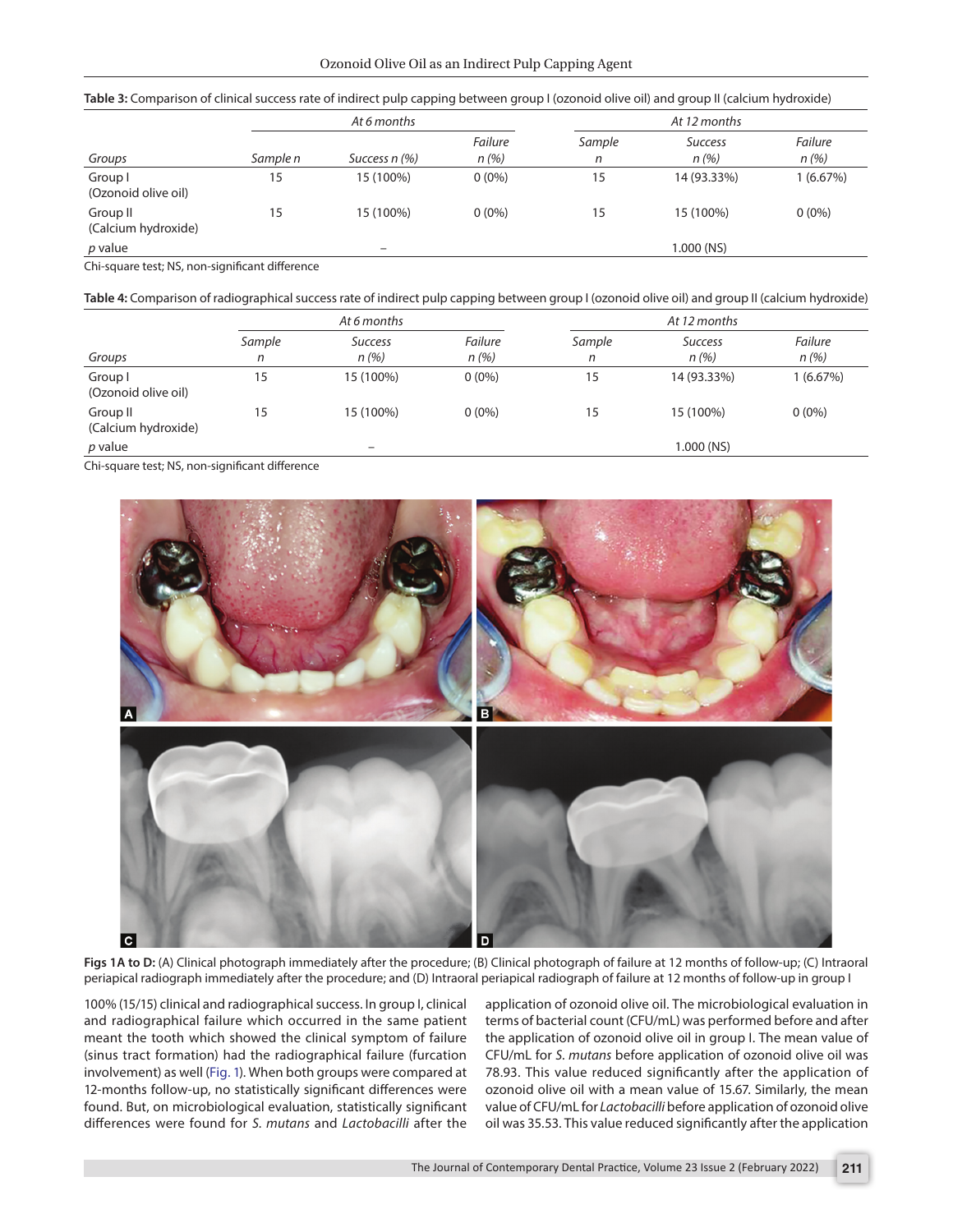**Table 3:** Comparison of clinical success rate of indirect pulp capping between group I (ozonoid olive oil) and group II (calcium hydroxide)

| | At 6 months | | | At 12 months | | |
|---|---|---|---|---|---|---|
| Groups | Sample n | Success n (%) | Failure n (%) | Sample n | Success n (%) | Failure n (%) |
| Group I (Ozonoid olive oil) | 15 | 15 (100%) | 0 (0%) | 15 | 14 (93.33%) | 1 (6.67%) |
| Group II (Calcium hydroxide) | 15 | 15 (100%) | 0 (0%) | 15 | 15 (100%) | 0 (0%) |
| *p* value | | – | | | 1.000 (NS) | |

Chi-square test; NS, non-significant difference

**Table 4:** Comparison of radiographical success rate of indirect pulp capping between group I (ozonoid olive oil) and group II (calcium hydroxide)

| | At 6 months | | | At 12 months | | |
|---|---|---|---|---|---|---|
| Groups | Sample n | Success n (%) | Failure n (%) | Sample n | Success n (%) | Failure n (%) |
| Group I (Ozonoid olive oil) | 15 | 15 (100%) | 0 (0%) | 15 | 14 (93.33%) | 1 (6.67%) |
| Group II (Calcium hydroxide) | 15 | 15 (100%) | 0 (0%) | 15 | 15 (100%) | 0 (0%) |
| *p* value | | – | | | 1.000 (NS) | |

Chi-square test; NS, non-significant difference

**Figs 1A to D:** (A) Clinical photograph immediately after the procedure; (B) Clinical photograph of failure at 12 months of follow-up; (C) Intraoral periapical radiograph immediately after the procedure; and (D) Intraoral periapical radiograph of failure at 12 months of follow-up in group I

100% (15/15) clinical and radiographical success. In group I, clinical and radiographical failure which occurred in the same patient meant the tooth which showed the clinical symptom of failure (sinus tract formation) had the radiographical failure (furcation involvement) as well (Fig. 1). When both groups were compared at 12-months follow-up, no statistically significant differences were found. But, on microbiological evaluation, statistically significant differences were found for *S. mutans* and *Lactobacilli* after the application of ozonoid olive oil. The microbiological evaluation in terms of bacterial count (CFU/mL) was performed before and after the application of ozonoid olive oil in group I. The mean value of CFU/mL for *S. mutans* before application of ozonoid olive oil was 78.93. This value reduced significantly after the application of ozonoid olive oil with a mean value of 15.67. Similarly, the mean value of CFU/mL for *Lactobacilli* before application of ozonoid olive oil was 35.53. This value reduced significantly after the application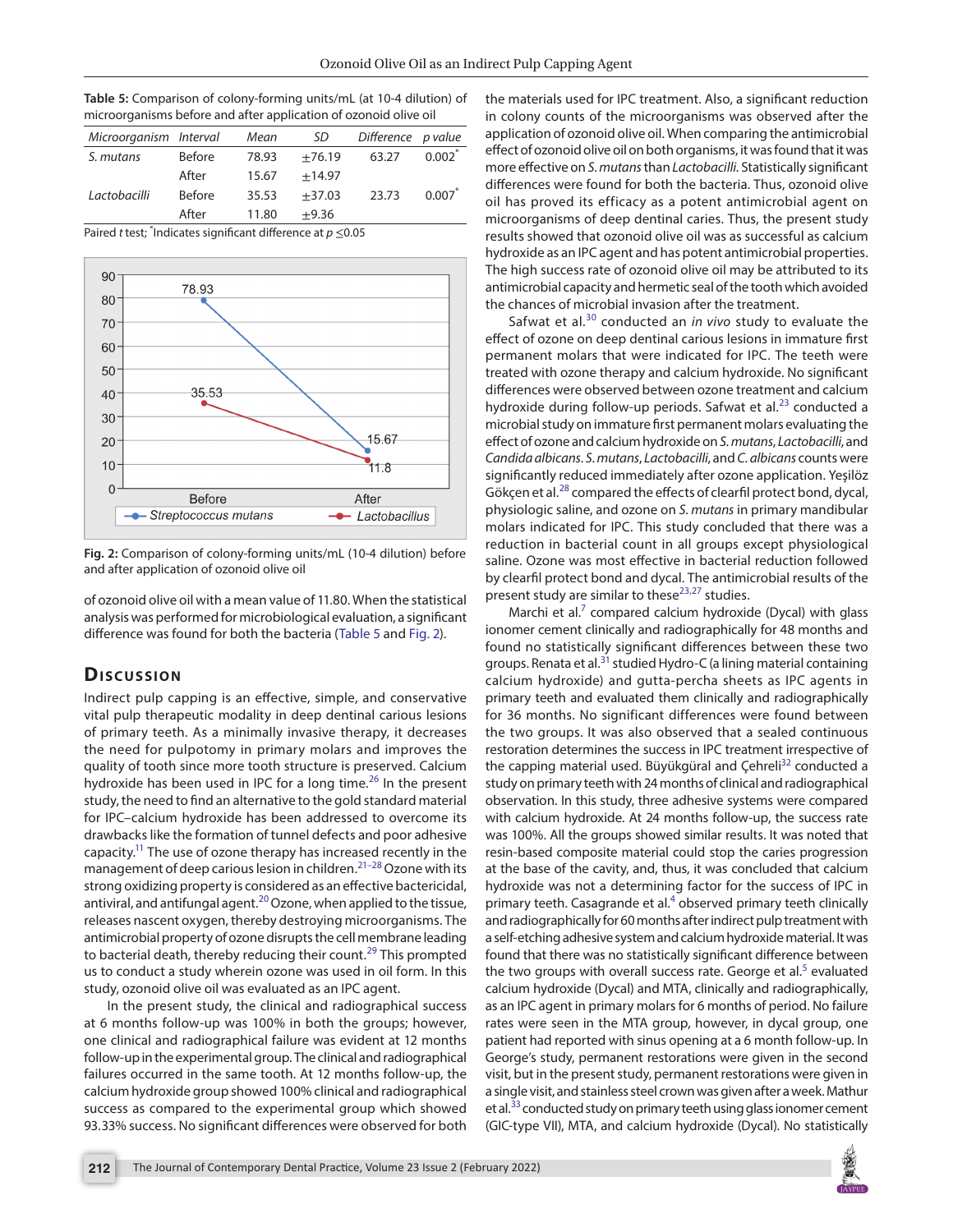**Table 5:** Comparison of colony-forming units/mL (at 10-4 dilution) of microorganisms before and after application of ozonoid olive oil

| *Microorganism* | *Interval* | *Mean* | *SD* | *Difference* | *p value* |
|---|---|---|---|---|---|
| *S. mutans* | Before | 78.93 | ±76.19 | 63.27 | 0.002* |
| | After | 15.67 | ±14.97 | | |
| *Lactobacilli* | Before | 35.53 | ±37.03 | 23.73 | 0.007* |
| | After | 11.80 | ±9.36 | | |

Paired *t* test; *Indicates significant difference at $p \leq 0.05$

Fig. 2: Comparison of colony-forming units/mL (10-4 dilution) before and after application of ozonoid olive oil

of ozonoid olive oil with a mean value of 11.80. When the statistical analysis was performed for microbiological evaluation, a significant difference was found for both the bacteria (Table 5 and Fig. 2).

## Discussion

Indirect pulp capping is an effective, simple, and conservative vital pulp therapeutic modality in deep dentinal carious lesions of primary teeth. As a minimally invasive therapy, it decreases the need for pulpotomy in primary molars and improves the quality of tooth since more tooth structure is preserved. Calcium hydroxide has been used in IPC for a long time.[26] In the present study, the need to find an alternative to the gold standard material for IPC–calcium hydroxide has been addressed to overcome its drawbacks like the formation of tunnel defects and poor adhesive capacity.[11] The use of ozone therapy has increased recently in the management of deep carious lesion in children.[21–28] Ozone with its strong oxidizing property is considered as an effective bactericidal, antiviral, and antifungal agent.[20] Ozone, when applied to the tissue, releases nascent oxygen, thereby destroying microorganisms. The antimicrobial property of ozone disrupts the cell membrane leading to bacterial death, thereby reducing their count.[29] This prompted us to conduct a study wherein ozone was used in oil form. In this study, ozonoid olive oil was evaluated as an IPC agent.

In the present study, the clinical and radiographical success at 6 months follow-up was 100% in both the groups; however, one clinical and radiographical failure was evident at 12 months follow-up in the experimental group. The clinical and radiographical failures occurred in the same tooth. At 12 months follow-up, the calcium hydroxide group showed 100% clinical and radiographical success as compared to the experimental group which showed 93.33% success. No significant differences were observed for both the materials used for IPC treatment. Also, a significant reduction in colony counts of the microorganisms was observed after the application of ozonoid olive oil. When comparing the antimicrobial effect of ozonoid olive oil on both organisms, it was found that it was more effective on *S. mutans* than *Lactobacilli*. Statistically significant differences were found for both the bacteria. Thus, ozonoid olive oil has proved its efficacy as a potent antimicrobial agent on microorganisms of deep dentinal caries. Thus, the present study results showed that ozonoid olive oil was as successful as calcium hydroxide as an IPC agent and has potent antimicrobial properties. The high success rate of ozonoid olive oil may be attributed to its antimicrobial capacity and hermetic seal of the tooth which avoided the chances of microbial invasion after the treatment.

Safwat et al.[30] conducted an *in vivo* study to evaluate the effect of ozone on deep dentinal carious lesions in immature first permanent molars that were indicated for IPC. The teeth were treated with ozone therapy and calcium hydroxide. No significant differences were observed between ozone treatment and calcium hydroxide during follow-up periods. Safwat et al.[23] conducted a microbial study on immature first permanent molars evaluating the effect of ozone and calcium hydroxide on *S. mutans*, *Lactobacilli*, and *Candida albicans*. *S. mutans*, *Lactobacilli*, and *C. albicans* counts were significantly reduced immediately after ozone application. Yeşilöz Gökçen et al.[28] compared the effects of clearfil protect bond, dycal, physiologic saline, and ozone on *S. mutans* in primary mandibular molars indicated for IPC. This study concluded that there was a reduction in bacterial count in all groups except physiological saline. Ozone was most effective in bacterial reduction followed by clearfil protect bond and dycal. The antimicrobial results of the present study are similar to these[23,27] studies.

Marchi et al.[7] compared calcium hydroxide (Dycal) with glass ionomer cement clinically and radiographically for 48 months and found no statistically significant differences between these two groups. Renata et al.[31] studied Hydro-C (a lining material containing calcium hydroxide) and gutta-percha sheets as IPC agents in primary teeth and evaluated them clinically and radiographically for 36 months. No significant differences were found between the two groups. It was also observed that a sealed continuous restoration determines the success in IPC treatment irrespective of the capping material used. Büyükgüral and Çehreli[32] conducted a study on primary teeth with 24 months of clinical and radiographical observation. In this study, three adhesive systems were compared with calcium hydroxide. At 24 months follow-up, the success rate was 100%. All the groups showed similar results. It was noted that resin-based composite material could stop the caries progression at the base of the cavity, and, thus, it was concluded that calcium hydroxide was not a determining factor for the success of IPC in primary teeth. Casagrande et al.[4] observed primary teeth clinically and radiographically for 60 months after indirect pulp treatment with a self-etching adhesive system and calcium hydroxide material. It was found that there was no statistically significant difference between the two groups with overall success rate. George et al.[5] evaluated calcium hydroxide (Dycal) and MTA, clinically and radiographically, as an IPC agent in primary molars for 6 months of period. No failure rates were seen in the MTA group, however, in dycal group, one patient had reported with sinus opening at a 6 month follow-up. In George's study, permanent restorations were given in the second visit, but in the present study, permanent restorations were given in a single visit, and stainless steel crown was given after a week. Mathur et al.[33] conducted study on primary teeth using glass ionomer cement (GIC-type VII), MTA, and calcium hydroxide (Dycal). No statistically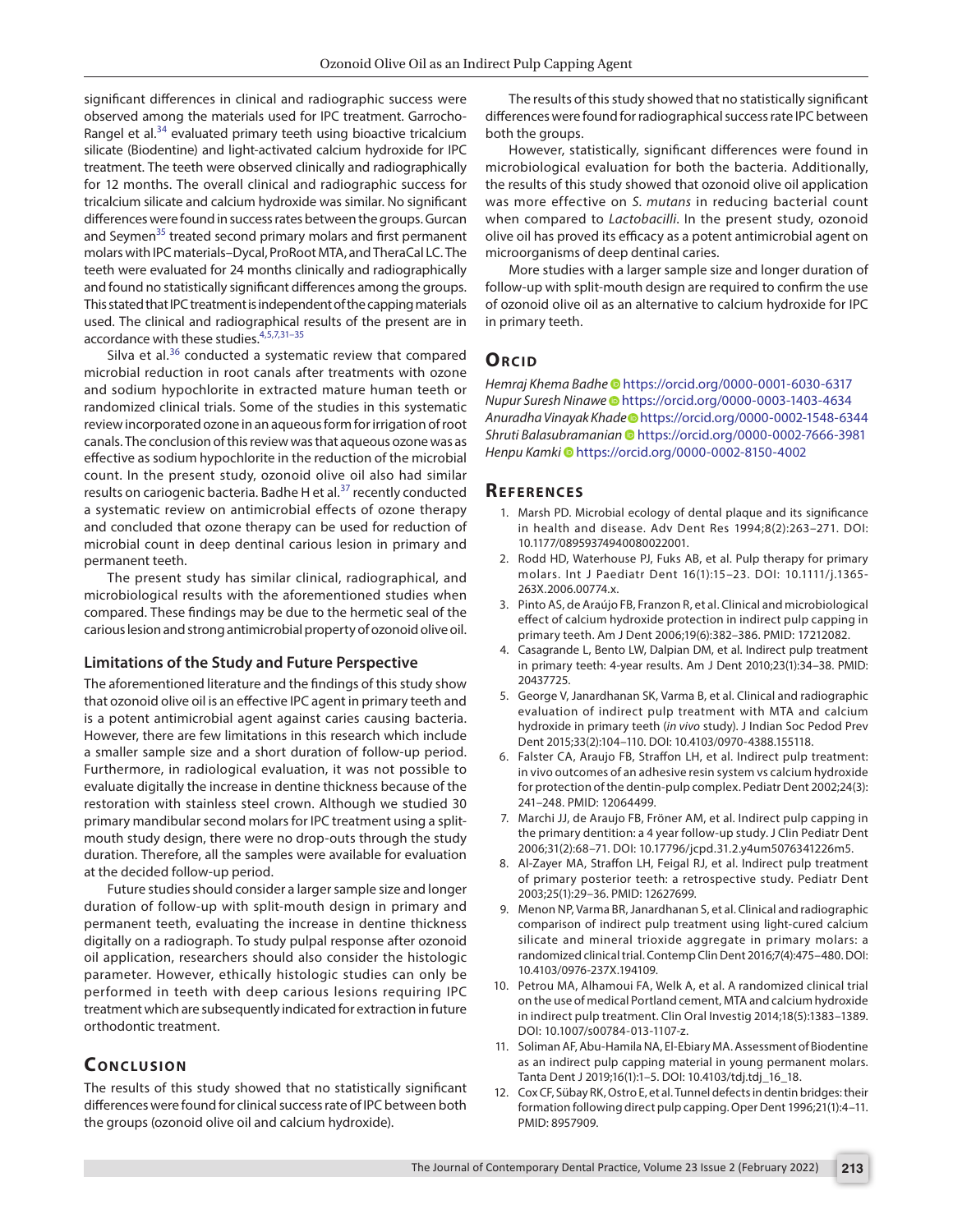significant differences in clinical and radiographic success were observed among the materials used for IPC treatment. Garrocho-Rangel et al.[34] evaluated primary teeth using bioactive tricalcium silicate (Biodentine) and light-activated calcium hydroxide for IPC treatment. The teeth were observed clinically and radiographically for 12 months. The overall clinical and radiographic success for tricalcium silicate and calcium hydroxide was similar. No significant differences were found in success rates between the groups. Gurcan and Seymen[35] treated second primary molars and first permanent molars with IPC materials–Dycal, ProRoot MTA, and TheraCal LC. The teeth were evaluated for 24 months clinically and radiographically and found no statistically significant differences among the groups. This stated that IPC treatment is independent of the capping materials used. The clinical and radiographical results of the present are in accordance with these studies.[4,5,7,31–35]

Silva et al.[36] conducted a systematic review that compared microbial reduction in root canals after treatments with ozone and sodium hypochlorite in extracted mature human teeth or randomized clinical trials. Some of the studies in this systematic review incorporated ozone in an aqueous form for irrigation of root canals. The conclusion of this review was that aqueous ozone was as effective as sodium hypochlorite in the reduction of the microbial count. In the present study, ozonoid olive oil also had similar results on cariogenic bacteria. Badhe H et al.[37] recently conducted a systematic review on antimicrobial effects of ozone therapy and concluded that ozone therapy can be used for reduction of microbial count in deep dentinal carious lesion in primary and permanent teeth.

The present study has similar clinical, radiographical, and microbiological results with the aforementioned studies when compared. These findings may be due to the hermetic seal of the carious lesion and strong antimicrobial property of ozonoid olive oil.

### Limitations of the Study and Future Perspective

The aforementioned literature and the findings of this study show that ozonoid olive oil is an effective IPC agent in primary teeth and is a potent antimicrobial agent against caries causing bacteria. However, there are few limitations in this research which include a smaller sample size and a short duration of follow-up period. Furthermore, in radiological evaluation, it was not possible to evaluate digitally the increase in dentine thickness because of the restoration with stainless steel crown. Although we studied 30 primary mandibular second molars for IPC treatment using a split-mouth study design, there were no drop-outs through the study duration. Therefore, all the samples were available for evaluation at the decided follow-up period.

Future studies should consider a larger sample size and longer duration of follow-up with split-mouth design in primary and permanent teeth, evaluating the increase in dentine thickness digitally on a radiograph. To study pulpal response after ozonoid oil application, researchers should also consider the histologic parameter. However, ethically histologic studies can only be performed in teeth with deep carious lesions requiring IPC treatment which are subsequently indicated for extraction in future orthodontic treatment.

## Conclusion

The results of this study showed that no statistically significant differences were found for clinical success rate of IPC between both the groups (ozonoid olive oil and calcium hydroxide).

The results of this study showed that no statistically significant differences were found for radiographical success rate IPC between both the groups.

However, statistically, significant differences were found in microbiological evaluation for both the bacteria. Additionally, the results of this study showed that ozonoid olive oil application was more effective on *S. mutans* in reducing bacterial count when compared to *Lactobacilli*. In the present study, ozonoid olive oil has proved its efficacy as a potent antimicrobial agent on microorganisms of deep dentinal caries.

More studies with a larger sample size and longer duration of follow-up with split-mouth design are required to confirm the use of ozonoid olive oil as an alternative to calcium hydroxide for IPC in primary teeth.

## Orcid

*Hemraj Khema Badhe* https://orcid.org/0000-0001-6030-6317
*Nupur Suresh Ninawe* https://orcid.org/0000-0003-1403-4634
*Anuradha Vinayak Khade* https://orcid.org/0000-0002-1548-6344
*Shruti Balasubramanian* https://orcid.org/0000-0002-7666-3981
*Henpu Kamki* https://orcid.org/0000-0002-8150-4002

## References

1. Marsh PD. Microbial ecology of dental plaque and its significance in health and disease. Adv Dent Res 1994;8(2):263–271. DOI: 10.1177/08959374940080022001.
2. Rodd HD, Waterhouse PJ, Fuks AB, et al. Pulp therapy for primary molars. Int J Paediatr Dent 16(1):15–23. DOI: 10.1111/j.1365-263X.2006.00774.x.
3. Pinto AS, de Araújo FB, Franzon R, et al. Clinical and microbiological effect of calcium hydroxide protection in indirect pulp capping in primary teeth. Am J Dent 2006;19(6):382–386. PMID: 17212082.
4. Casagrande L, Bento LW, Dalpian DM, et al. Indirect pulp treatment in primary teeth: 4-year results. Am J Dent 2010;23(1):34–38. PMID: 20437725.
5. George V, Janardhanan SK, Varma B, et al. Clinical and radiographic evaluation of indirect pulp treatment with MTA and calcium hydroxide in primary teeth (*in vivo* study). J Indian Soc Pedod Prev Dent 2015;33(2):104–110. DOI: 10.4103/0970-4388.155118.
6. Falster CA, Araujo FB, Straffon LH, et al. Indirect pulp treatment: in vivo outcomes of an adhesive resin system vs calcium hydroxide for protection of the dentin-pulp complex. Pediatr Dent 2002;24(3): 241–248. PMID: 12064499.
7. Marchi JJ, de Araujo FB, Fröner AM, et al. Indirect pulp capping in the primary dentition: a 4 year follow-up study. J Clin Pediatr Dent 2006;31(2):68–71. DOI: 10.17796/jcpd.31.2.y4um5076341226m5.
8. Al-Zayer MA, Straffon LH, Feigal RJ, et al. Indirect pulp treatment of primary posterior teeth: a retrospective study. Pediatr Dent 2003;25(1):29–36. PMID: 12627699.
9. Menon NP, Varma BR, Janardhanan S, et al. Clinical and radiographic comparison of indirect pulp treatment using light-cured calcium silicate and mineral trioxide aggregate in primary molars: a randomized clinical trial. Contemp Clin Dent 2016;7(4):475–480. DOI: 10.4103/0976-237X.194109.
10. Petrou MA, Alhamoui FA, Welk A, et al. A randomized clinical trial on the use of medical Portland cement, MTA and calcium hydroxide in indirect pulp treatment. Clin Oral Investig 2014;18(5):1383–1389. DOI: 10.1007/s00784-013-1107-z.
11. Soliman AF, Abu-Hamila NA, El-Ebiary MA. Assessment of Biodentine as an indirect pulp capping material in young permanent molars. Tanta Dent J 2019;16(1):1–5. DOI: 10.4103/tdj.tdj_16_18.
12. Cox CF, Sübay RK, Ostro E, et al. Tunnel defects in dentin bridges: their formation following direct pulp capping. Oper Dent 1996;21(1):4–11. PMID: 8957909.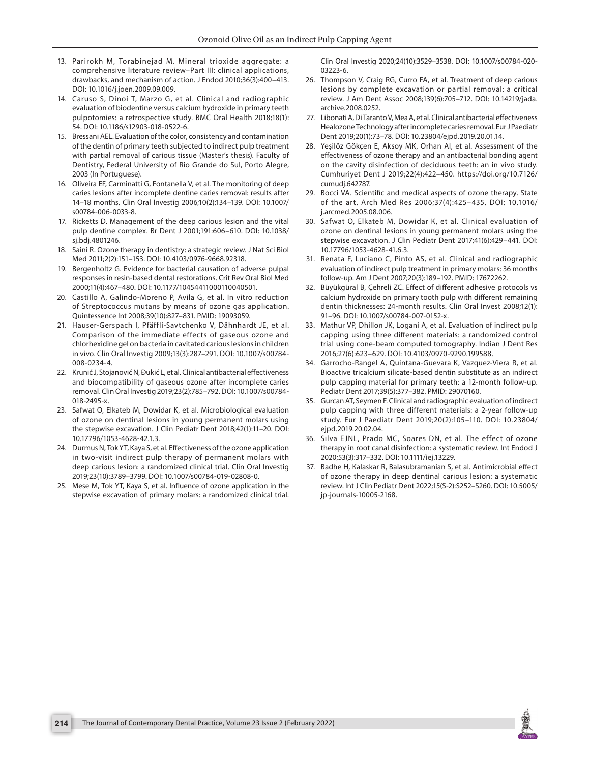13. Parirokh M, Torabinejad M. Mineral trioxide aggregate: a comprehensive literature review–Part III: clinical applications, drawbacks, and mechanism of action. J Endod 2010;36(3):400–413. DOI: 10.1016/j.joen.2009.09.009.
14. Caruso S, Dinoi T, Marzo G, et al. Clinical and radiographic evaluation of biodentine versus calcium hydroxide in primary teeth pulpotomies: a retrospective study. BMC Oral Health 2018;18(1): 54. DOI: 10.1186/s12903-018-0522-6.
15. Bressani AEL. Evaluation of the color, consistency and contamination of the dentin of primary teeth subjected to indirect pulp treatment with partial removal of carious tissue (Master's thesis). Faculty of Dentistry, Federal University of Rio Grande do Sul, Porto Alegre, 2003 (In Portuguese).
16. Oliveira EF, Carminatti G, Fontanella V, et al. The monitoring of deep caries lesions after incomplete dentine caries removal: results after 14–18 months. Clin Oral Investig 2006;10(2):134–139. DOI: 10.1007/s00784-006-0033-8.
17. Ricketts D. Management of the deep carious lesion and the vital pulp dentine complex. Br Dent J 2001;191:606–610. DOI: 10.1038/sj.bdj.4801246.
18. Saini R. Ozone therapy in dentistry: a strategic review. J Nat Sci Biol Med 2011;2(2):151–153. DOI: 10.4103/0976-9668.92318.
19. Bergenholtz G. Evidence for bacterial causation of adverse pulpal responses in resin-based dental restorations. Crit Rev Oral Biol Med 2000;11(4):467–480. DOI: 10.1177/10454411000110040501.
20. Castillo A, Galindo-Moreno P, Avila G, et al. In vitro reduction of Streptococcus mutans by means of ozone gas application. Quintessence Int 2008;39(10):827–831. PMID: 19093059.
21. Hauser-Gerspach I, Pfäffli-Savtchenko V, Dähnhardt JE, et al. Comparison of the immediate effects of gaseous ozone and chlorhexidine gel on bacteria in cavitated carious lesions in children in vivo. Clin Oral Investig 2009;13(3):287–291. DOI: 10.1007/s00784-008-0234-4.
22. Krunić J, Stojanović N, Đukić L, et al. Clinical antibacterial effectiveness and biocompatibility of gaseous ozone after incomplete caries removal. Clin Oral Investig 2019;23(2):785–792. DOI: 10.1007/s00784-018-2495-x.
23. Safwat O, Elkateb M, Dowidar K, et al. Microbiological evaluation of ozone on dentinal lesions in young permanent molars using the stepwise excavation. J Clin Pediatr Dent 2018;42(1):11–20. DOI: 10.17796/1053-4628-42.1.3.
24. Durmus N, Tok YT, Kaya S, et al. Effectiveness of the ozone application in two-visit indirect pulp therapy of permanent molars with deep carious lesion: a randomized clinical trial. Clin Oral Investig 2019;23(10):3789–3799. DOI: 10.1007/s00784-019-02808-0.
25. Mese M, Tok YT, Kaya S, et al. Influence of ozone application in the stepwise excavation of primary molars: a randomized clinical trial. Clin Oral Investig 2020;24(10):3529–3538. DOI: 10.1007/s00784-020-03223-6.
26. Thompson V, Craig RG, Curro FA, et al. Treatment of deep carious lesions by complete excavation or partial removal: a critical review. J Am Dent Assoc 2008;139(6):705–712. DOI: 10.14219/jada.archive.2008.0252.
27. Libonati A, Di Taranto V, Mea A, et al. Clinical antibacterial effectiveness Healozone Technology after incomplete caries removal. Eur J Paediatr Dent 2019;20(1):73–78. DOI: 10.23804/ejpd.2019.20.01.14.
28. Yeşilöz Gökçen E, Aksoy MK, Orhan AI, et al. Assessment of the effectiveness of ozone therapy and an antibacterial bonding agent on the cavity disinfection of deciduous teeth: an in vivo study. Cumhuriyet Dent J 2019;22(4):422–450. https://doi.org/10.7126/cumudj.642787.
29. Bocci VA. Scientific and medical aspects of ozone therapy. State of the art. Arch Med Res 2006;37(4):425–435. DOI: 10.1016/j.arcmed.2005.08.006.
30. Safwat O, Elkateb M, Dowidar K, et al. Clinical evaluation of ozone on dentinal lesions in young permanent molars using the stepwise excavation. J Clin Pediatr Dent 2017;41(6):429–441. DOI: 10.17796/1053-4628-41.6.3.
31. Renata F, Luciano C, Pinto AS, et al. Clinical and radiographic evaluation of indirect pulp treatment in primary molars: 36 months follow-up. Am J Dent 2007;20(3):189–192. PMID: 17672262.
32. Büyükgüral B, Çehreli ZC. Effect of different adhesive protocols vs calcium hydroxide on primary tooth pulp with different remaining dentin thicknesses: 24-month results. Clin Oral Invest 2008;12(1): 91–96. DOI: 10.1007/s00784-007-0152-x.
33. Mathur VP, Dhillon JK, Logani A, et al. Evaluation of indirect pulp capping using three different materials: a randomized control trial using cone-beam computed tomography. Indian J Dent Res 2016;27(6):623–629. DOI: 10.4103/0970-9290.199588.
34. Garrocho-Rangel A, Quintana-Guevara K, Vazquez-Viera R, et al. Bioactive tricalcium silicate-based dentin substitute as an indirect pulp capping material for primary teeth: a 12-month follow-up. Pediatr Dent 2017;39(5):377–382. PMID: 29070160.
35. Gurcan AT, Seymen F. Clinical and radiographic evaluation of indirect pulp capping with three different materials: a 2-year follow-up study. Eur J Paediatr Dent 2019;20(2):105–110. DOI: 10.23804/ejpd.2019.20.02.04.
36. Silva EJNL, Prado MC, Soares DN, et al. The effect of ozone therapy in root canal disinfection: a systematic review. Int Endod J 2020;53(3):317–332. DOI: 10.1111/iej.13229.
37. Badhe H, Kalaskar R, Balasubramanian S, et al. Antimicrobial effect of ozone therapy in deep dentinal carious lesion: a systematic review. Int J Clin Pediatr Dent 2022;15(S-2):S252–S260. DOI: 10.5005/jp-journals-10005-2168.